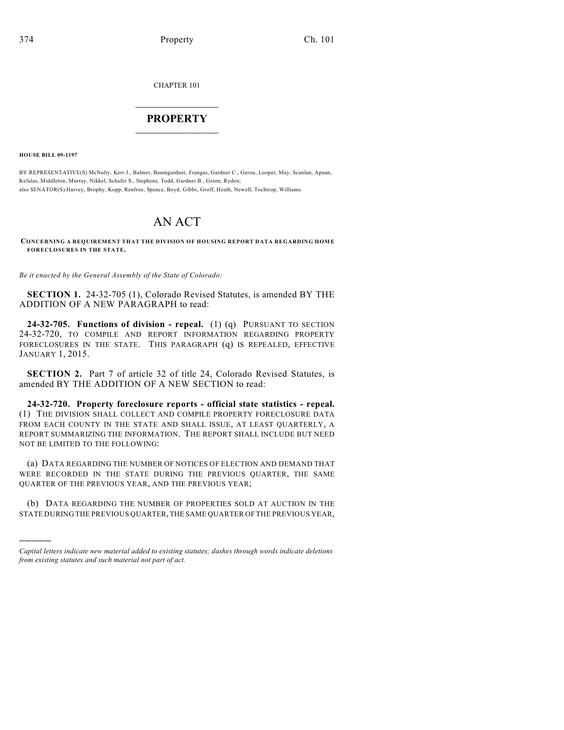CHAPTER 101

# PROPERTY

**HOUSE BILL 09-1197**

BY REPRESENTATIVE(S) McNulty, Kerr J., Balmer, Baumgardner, Frangas, Gardner C., Gerou, Looper, May, Scanlan, Apuan, Kefalas, Middleton, Murray, Nikkel, Schafer S., Stephens, Todd, Gardner B., Green, Ryden;
also SENATOR(S) Harvey, Brophy, Kopp, Renfroe, Spence, Boyd, Gibbs, Groff, Heath, Newell, Tochtrop, Williams.

# AN ACT

**CONCERNING A REQUIREMENT THAT THE DIVISION OF HOUSING REPORT DATA REGARDING HOME FORECLOSURES IN THE STATE.**

*Be it enacted by the General Assembly of the State of Colorado:*

**SECTION 1.** 24-32-705 (1), Colorado Revised Statutes, is amended BY THE ADDITION OF A NEW PARAGRAPH to read:

**24-32-705. Functions of division - repeal.** (1) (q) PURSUANT TO SECTION 24-32-720, TO COMPILE AND REPORT INFORMATION REGARDING PROPERTY FORECLOSURES IN THE STATE. THIS PARAGRAPH (q) IS REPEALED, EFFECTIVE JANUARY 1, 2015.

**SECTION 2.** Part 7 of article 32 of title 24, Colorado Revised Statutes, is amended BY THE ADDITION OF A NEW SECTION to read:

**24-32-720. Property foreclosure reports - official state statistics - repeal.** (1) THE DIVISION SHALL COLLECT AND COMPILE PROPERTY FORECLOSURE DATA FROM EACH COUNTY IN THE STATE AND SHALL ISSUE, AT LEAST QUARTERLY, A REPORT SUMMARIZING THE INFORMATION. THE REPORT SHALL INCLUDE BUT NEED NOT BE LIMITED TO THE FOLLOWING:

(a) DATA REGARDING THE NUMBER OF NOTICES OF ELECTION AND DEMAND THAT WERE RECORDED IN THE STATE DURING THE PREVIOUS QUARTER, THE SAME QUARTER OF THE PREVIOUS YEAR, AND THE PREVIOUS YEAR;

(b) DATA REGARDING THE NUMBER OF PROPERTIES SOLD AT AUCTION IN THE STATE DURING THE PREVIOUS QUARTER, THE SAME QUARTER OF THE PREVIOUS YEAR,

---

*Capital letters indicate new material added to existing statutes; dashes through words indicate deletions from existing statutes and such material not part of act.*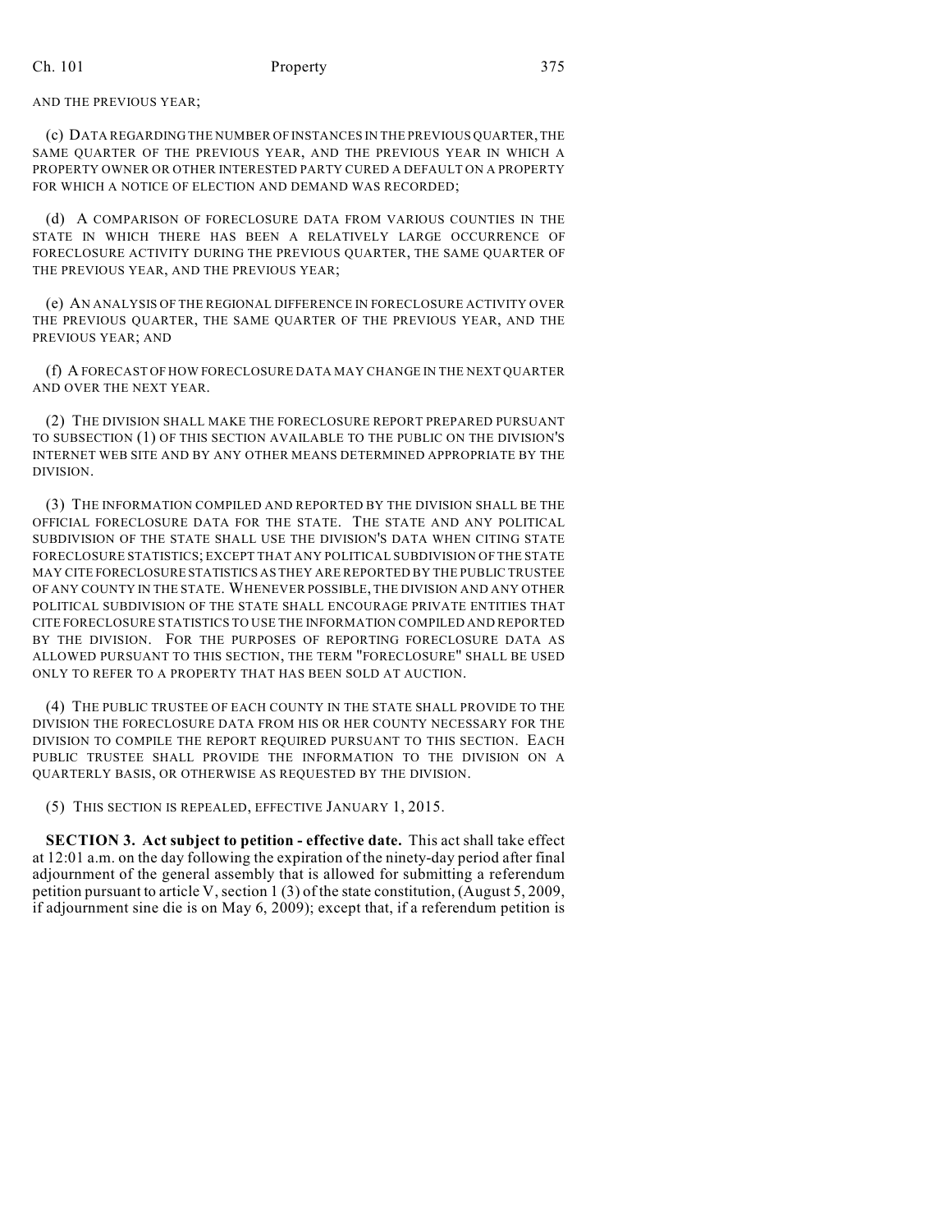AND THE PREVIOUS YEAR;

(c) DATA REGARDING THE NUMBER OF INSTANCES IN THE PREVIOUS QUARTER, THE SAME QUARTER OF THE PREVIOUS YEAR, AND THE PREVIOUS YEAR IN WHICH A PROPERTY OWNER OR OTHER INTERESTED PARTY CURED A DEFAULT ON A PROPERTY FOR WHICH A NOTICE OF ELECTION AND DEMAND WAS RECORDED;

(d) A COMPARISON OF FORECLOSURE DATA FROM VARIOUS COUNTIES IN THE STATE IN WHICH THERE HAS BEEN A RELATIVELY LARGE OCCURRENCE OF FORECLOSURE ACTIVITY DURING THE PREVIOUS QUARTER, THE SAME QUARTER OF THE PREVIOUS YEAR, AND THE PREVIOUS YEAR;

(e) AN ANALYSIS OF THE REGIONAL DIFFERENCE IN FORECLOSURE ACTIVITY OVER THE PREVIOUS QUARTER, THE SAME QUARTER OF THE PREVIOUS YEAR, AND THE PREVIOUS YEAR; AND

(f) A FORECAST OF HOW FORECLOSURE DATA MAY CHANGE IN THE NEXT QUARTER AND OVER THE NEXT YEAR.

(2) THE DIVISION SHALL MAKE THE FORECLOSURE REPORT PREPARED PURSUANT TO SUBSECTION (1) OF THIS SECTION AVAILABLE TO THE PUBLIC ON THE DIVISION'S INTERNET WEB SITE AND BY ANY OTHER MEANS DETERMINED APPROPRIATE BY THE DIVISION.

(3) THE INFORMATION COMPILED AND REPORTED BY THE DIVISION SHALL BE THE OFFICIAL FORECLOSURE DATA FOR THE STATE. THE STATE AND ANY POLITICAL SUBDIVISION OF THE STATE SHALL USE THE DIVISION'S DATA WHEN CITING STATE FORECLOSURE STATISTICS; EXCEPT THAT ANY POLITICAL SUBDIVISION OF THE STATE MAY CITE FORECLOSURE STATISTICS AS THEY ARE REPORTED BY THE PUBLIC TRUSTEE OF ANY COUNTY IN THE STATE. WHENEVER POSSIBLE, THE DIVISION AND ANY OTHER POLITICAL SUBDIVISION OF THE STATE SHALL ENCOURAGE PRIVATE ENTITIES THAT CITE FORECLOSURE STATISTICS TO USE THE INFORMATION COMPILED AND REPORTED BY THE DIVISION. FOR THE PURPOSES OF REPORTING FORECLOSURE DATA AS ALLOWED PURSUANT TO THIS SECTION, THE TERM "FORECLOSURE" SHALL BE USED ONLY TO REFER TO A PROPERTY THAT HAS BEEN SOLD AT AUCTION.

(4) THE PUBLIC TRUSTEE OF EACH COUNTY IN THE STATE SHALL PROVIDE TO THE DIVISION THE FORECLOSURE DATA FROM HIS OR HER COUNTY NECESSARY FOR THE DIVISION TO COMPILE THE REPORT REQUIRED PURSUANT TO THIS SECTION. EACH PUBLIC TRUSTEE SHALL PROVIDE THE INFORMATION TO THE DIVISION ON A QUARTERLY BASIS, OR OTHERWISE AS REQUESTED BY THE DIVISION.

(5) THIS SECTION IS REPEALED, EFFECTIVE JANUARY 1, 2015.

**SECTION 3. Act subject to petition - effective date.** This act shall take effect at 12:01 a.m. on the day following the expiration of the ninety-day period after final adjournment of the general assembly that is allowed for submitting a referendum petition pursuant to article V, section 1 (3) of the state constitution, (August 5, 2009, if adjournment sine die is on May 6, 2009); except that, if a referendum petition is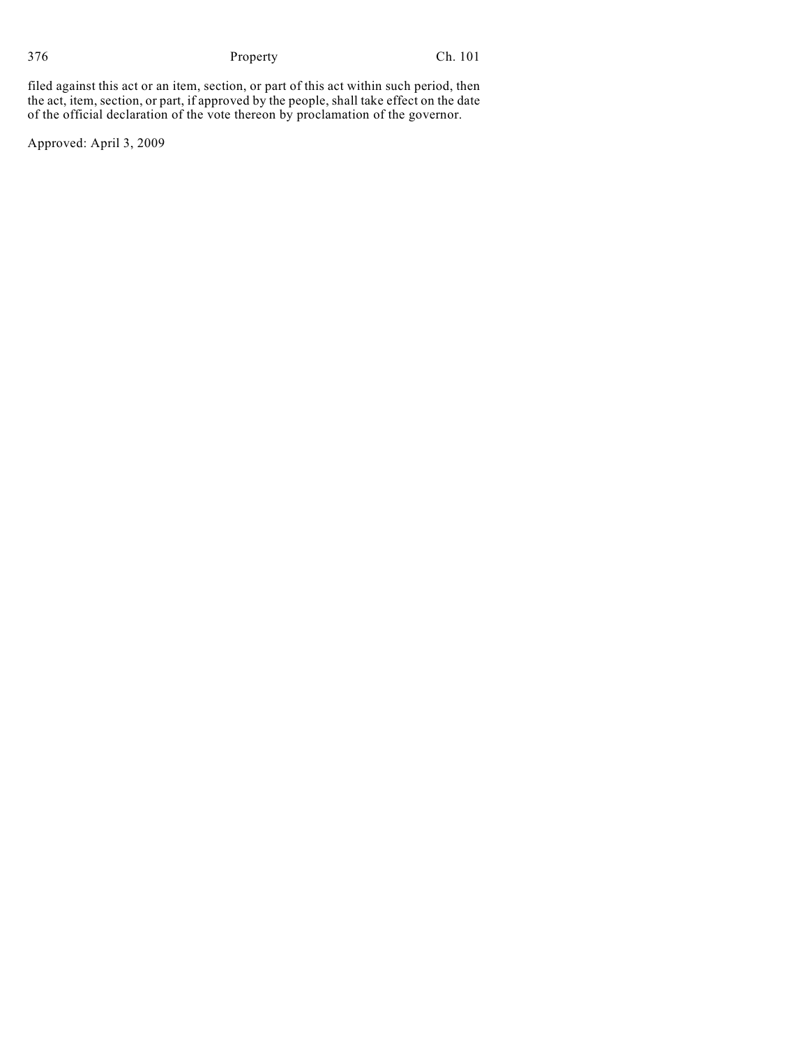filed against this act or an item, section, or part of this act within such period, then the act, item, section, or part, if approved by the people, shall take effect on the date of the official declaration of the vote thereon by proclamation of the governor.

Approved: April 3, 2009